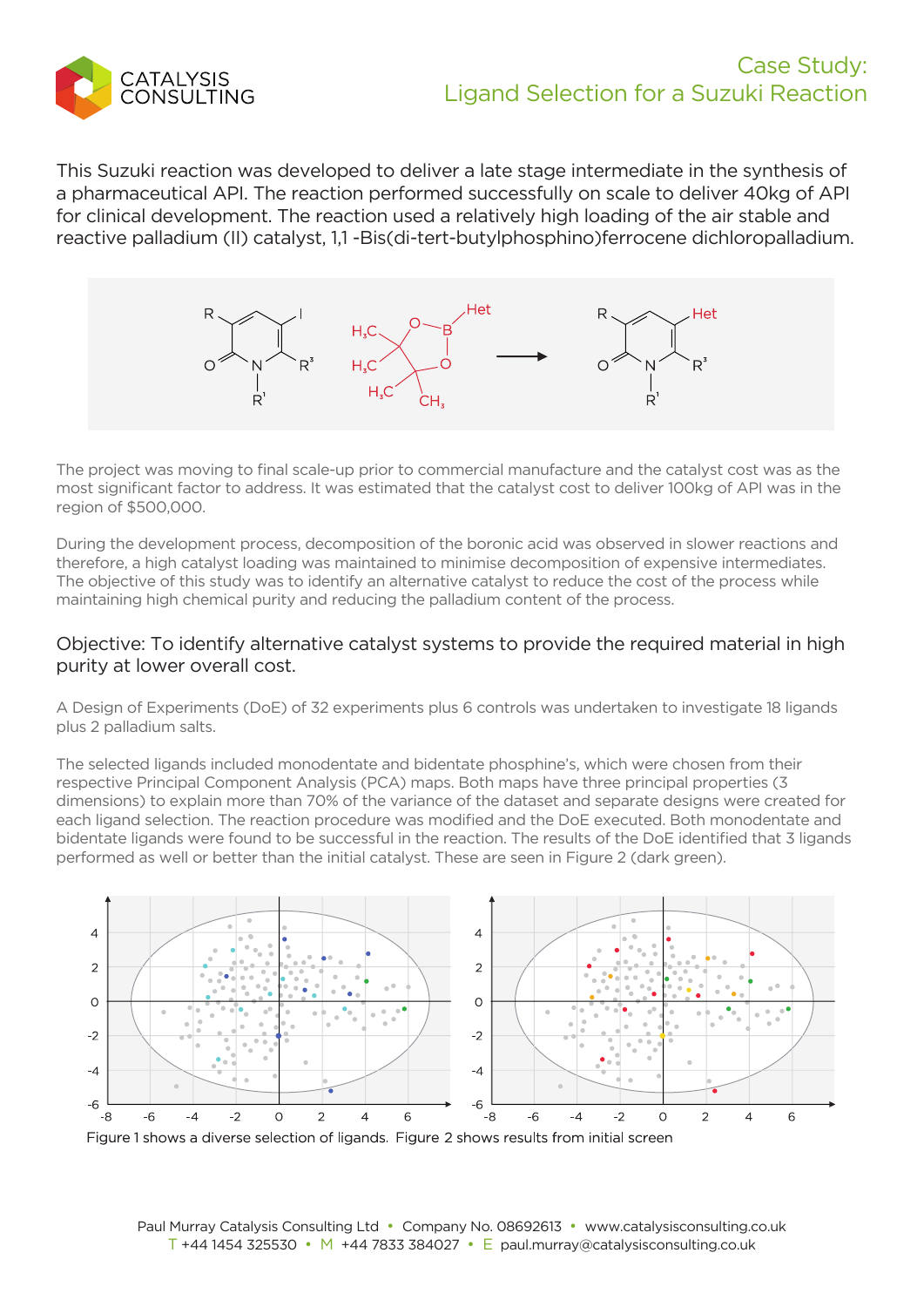# Case Study: Ligand Selection for a Suzuki Reaction

This Suzuki reaction was developed to deliver a late stage intermediate in the synthesis of a pharmaceutical API. The reaction performed successfully on scale to deliver 40kg of API for clinical development. The reaction used a relatively high loading of the air stable and reactive palladium (II) catalyst, 1,1 -Bis(di-tert-butylphosphino)ferrocene dichloropalladium.

The project was moving to final scale-up prior to commercial manufacture and the catalyst cost was as the most significant factor to address. It was estimated that the catalyst cost to deliver 100kg of API was in the region of $500,000.

During the development process, decomposition of the boronic acid was observed in slower reactions and therefore, a high catalyst loading was maintained to minimise decomposition of expensive intermediates. The objective of this study was to identify an alternative catalyst to reduce the cost of the process while maintaining high chemical purity and reducing the palladium content of the process.

## Objective: To identify alternative catalyst systems to provide the required material in high purity at lower overall cost.

A Design of Experiments (DoE) of 32 experiments plus 6 controls was undertaken to investigate 18 ligands plus 2 palladium salts.

The selected ligands included monodentate and bidentate phosphine's, which were chosen from their respective Principal Component Analysis (PCA) maps. Both maps have three principal properties (3 dimensions) to explain more than 70% of the variance of the dataset and separate designs were created for each ligand selection. The reaction procedure was modified and the DoE executed. Both monodentate and bidentate ligands were found to be successful in the reaction. The results of the DoE identified that 3 ligands performed as well or better than the initial catalyst. These are seen in Figure 2 (dark green).

Figure 1 shows a diverse selection of ligands. Figure 2 shows results from initial screen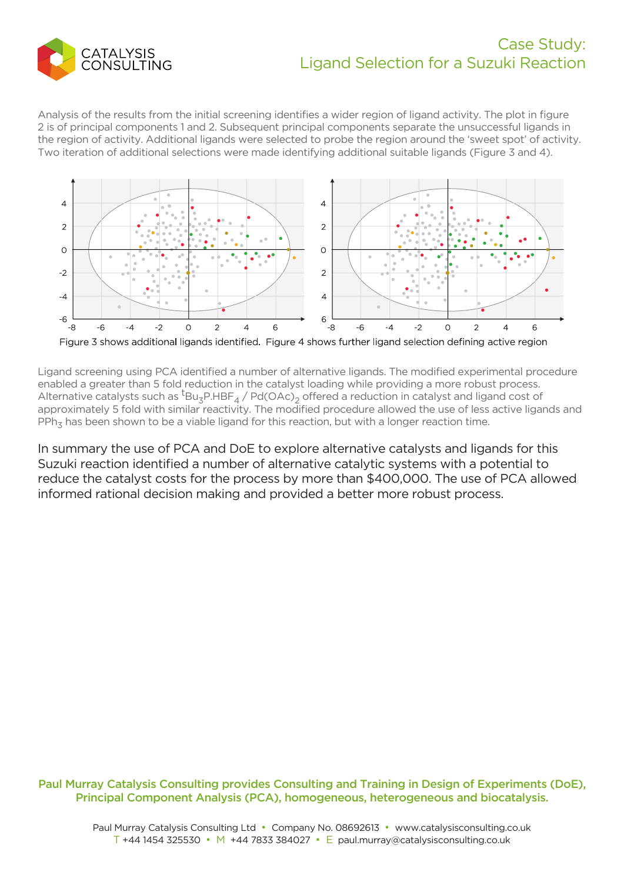# Case Study: Ligand Selection for a Suzuki Reaction

Analysis of the results from the initial screening identifies a wider region of ligand activity. The plot in figure 2 is of principal components 1 and 2. Subsequent principal components separate the unsuccessful ligands in the region of activity. Additional ligands were selected to probe the region around the 'sweet spot' of activity. Two iteration of additional selections were made identifying additional suitable ligands (Figure 3 and 4).

4
2
0
-2
-4
-6
-8 -6 -4 -2 0 2 4 6

4
2
0
2
4
6
-8 -6 -4 -2 0 2 4 6

Figure 3 shows additional ligands identified. Figure 4 shows further ligand selection defining active region

Ligand screening using PCA identified a number of alternative ligands. The modified experimental procedure enabled a greater than 5 fold reduction in the catalyst loading while providing a more robust process. Alternative catalysts such as $^{t}Bu_3P.HBF_4$ / $Pd(OAc)_2$ offered a reduction in catalyst and ligand cost of approximately 5 fold with similar reactivity. The modified procedure allowed the use of less active ligands and $PPh_3$ has been shown to be a viable ligand for this reaction, but with a longer reaction time.

In summary the use of PCA and DoE to explore alternative catalysts and ligands for this Suzuki reaction identified a number of alternative catalytic systems with a potential to reduce the catalyst costs for the process by more than $400,000. The use of PCA allowed informed rational decision making and provided a better more robust process.

**Paul Murray Catalysis Consulting provides Consulting and Training in Design of Experiments (DoE), Principal Component Analysis (PCA), homogeneous, heterogeneous and biocatalysis.**

Paul Murray Catalysis Consulting Ltd • Company No. 08692613 • www.catalysisconsulting.co.uk
T +44 1454 325530 • M +44 7833 384027 • E paul.murray@catalysisconsulting.co.uk